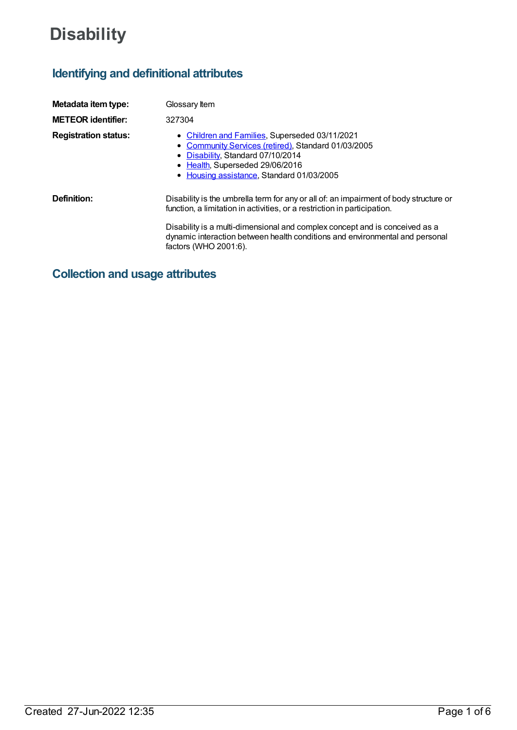# Disability

## Identifying and definitional attributes

**Metadata item type:** Glossary Item

**METEOR identifier:** 327304

**Registration status:**

- Children and Families, Superseded 03/11/2021
- Community Services (retired), Standard 01/03/2005
- Disability, Standard 07/10/2014
- Health, Superseded 29/06/2016
- Housing assistance, Standard 01/03/2005

**Definition:** Disability is the umbrella term for any or all of: an impairment of body structure or function, a limitation in activities, or a restriction in participation.

Disability is a multi-dimensional and complex concept and is conceived as a dynamic interaction between health conditions and environmental and personal factors (WHO 2001:6).

## Collection and usage attributes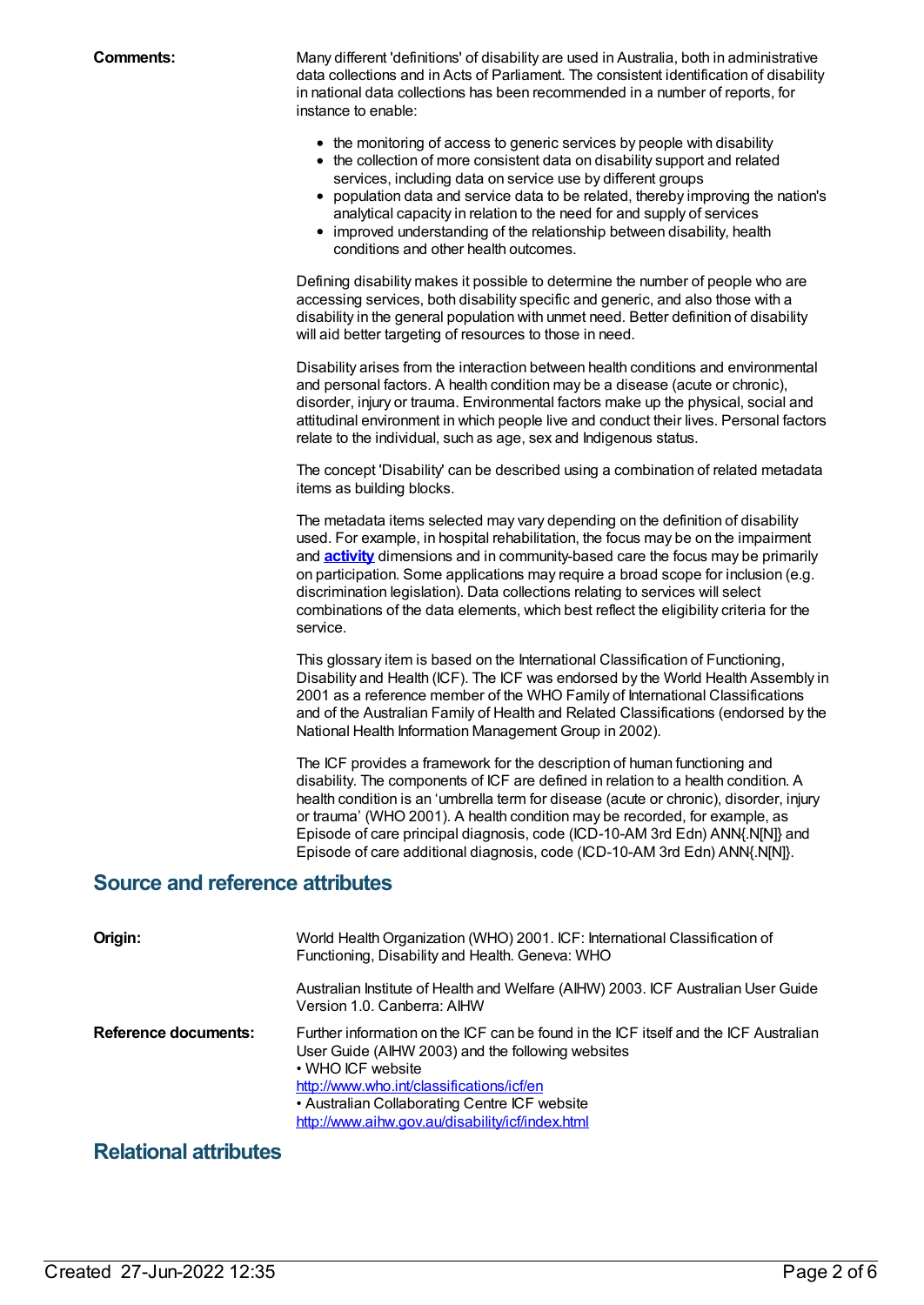**Comments:**

Many different 'definitions' of disability are used in Australia, both in administrative data collections and in Acts of Parliament. The consistent identification of disability in national data collections has been recommended in a number of reports, for instance to enable:

- the monitoring of access to generic services by people with disability
- the collection of more consistent data on disability support and related services, including data on service use by different groups
- population data and service data to be related, thereby improving the nation's analytical capacity in relation to the need for and supply of services
- improved understanding of the relationship between disability, health conditions and other health outcomes.

Defining disability makes it possible to determine the number of people who are accessing services, both disability specific and generic, and also those with a disability in the general population with unmet need. Better definition of disability will aid better targeting of resources to those in need.

Disability arises from the interaction between health conditions and environmental and personal factors. A health condition may be a disease (acute or chronic), disorder, injury or trauma. Environmental factors make up the physical, social and attitudinal environment in which people live and conduct their lives. Personal factors relate to the individual, such as age, sex and Indigenous status.

The concept 'Disability' can be described using a combination of related metadata items as building blocks.

The metadata items selected may vary depending on the definition of disability used. For example, in hospital rehabilitation, the focus may be on the impairment and **activity** dimensions and in community-based care the focus may be primarily on participation. Some applications may require a broad scope for inclusion (e.g. discrimination legislation). Data collections relating to services will select combinations of the data elements, which best reflect the eligibility criteria for the service.

This glossary item is based on the International Classification of Functioning, Disability and Health (ICF). The ICF was endorsed by the World Health Assembly in 2001 as a reference member of the WHO Family of International Classifications and of the Australian Family of Health and Related Classifications (endorsed by the National Health Information Management Group in 2002).

The ICF provides a framework for the description of human functioning and disability. The components of ICF are defined in relation to a health condition. A health condition is an 'umbrella term for disease (acute or chronic), disorder, injury or trauma' (WHO 2001). A health condition may be recorded, for example, as Episode of care principal diagnosis, code (ICD-10-AM 3rd Edn) ANN{.N[N]} and Episode of care additional diagnosis, code (ICD-10-AM 3rd Edn) ANN{.N[N]}.

## Source and reference attributes

**Origin:**

World Health Organization (WHO) 2001. ICF: International Classification of Functioning, Disability and Health. Geneva: WHO

Australian Institute of Health and Welfare (AIHW) 2003. ICF Australian User Guide Version 1.0. Canberra: AIHW

**Reference documents:**

Further information on the ICF can be found in the ICF itself and the ICF Australian User Guide (AIHW 2003) and the following websites
• WHO ICF website
http://www.who.int/classifications/icf/en
• Australian Collaborating Centre ICF website
http://www.aihw.gov.au/disability/icf/index.html

## Relational attributes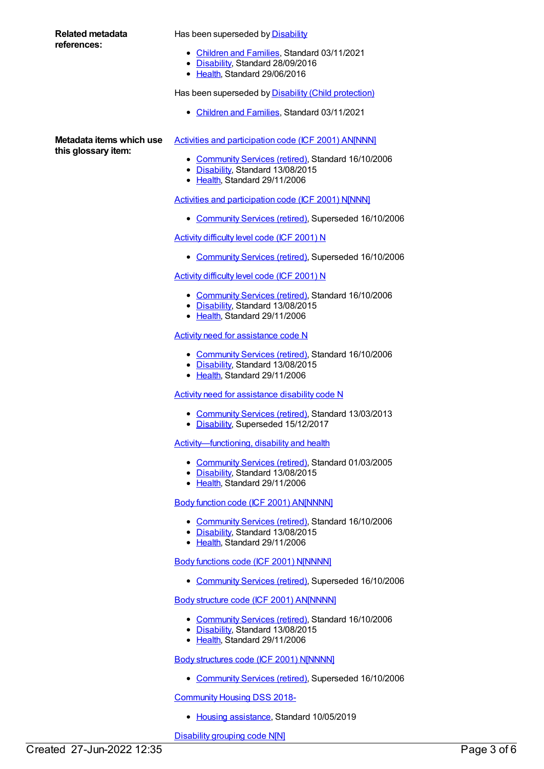**Related metadata references:**

Has been superseded by Disability

- Children and Families, Standard 03/11/2021
- Disability, Standard 28/09/2016
- Health, Standard 29/06/2016

Has been superseded by Disability (Child protection)

- Children and Families, Standard 03/11/2021

**Metadata items which use this glossary item:**

Activities and participation code (ICF 2001) AN[NNN]

- Community Services (retired), Standard 16/10/2006
- Disability, Standard 13/08/2015
- Health, Standard 29/11/2006

Activities and participation code (ICF 2001) N[NNN]

- Community Services (retired), Superseded 16/10/2006

Activity difficulty level code (ICF 2001) N

- Community Services (retired), Superseded 16/10/2006

Activity difficulty level code (ICF 2001) N

- Community Services (retired), Standard 16/10/2006
- Disability, Standard 13/08/2015
- Health, Standard 29/11/2006

Activity need for assistance code N

- Community Services (retired), Standard 16/10/2006
- Disability, Standard 13/08/2015
- Health, Standard 29/11/2006

Activity need for assistance disability code N

- Community Services (retired), Standard 13/03/2013
- Disability, Superseded 15/12/2017

Activity—functioning, disability and health

- Community Services (retired), Standard 01/03/2005
- Disability, Standard 13/08/2015
- Health, Standard 29/11/2006

Body function code (ICF 2001) AN[NNNN]

- Community Services (retired), Standard 16/10/2006
- Disability, Standard 13/08/2015
- Health, Standard 29/11/2006

Body functions code (ICF 2001) N[NNNN]

- Community Services (retired), Superseded 16/10/2006

Body structure code (ICF 2001) AN[NNNN]

- Community Services (retired), Standard 16/10/2006
- Disability, Standard 13/08/2015
- Health, Standard 29/11/2006

Body structures code (ICF 2001) N[NNNN]

- Community Services (retired), Superseded 16/10/2006

Community Housing DSS 2018-

- Housing assistance, Standard 10/05/2019

Disability grouping code N[N]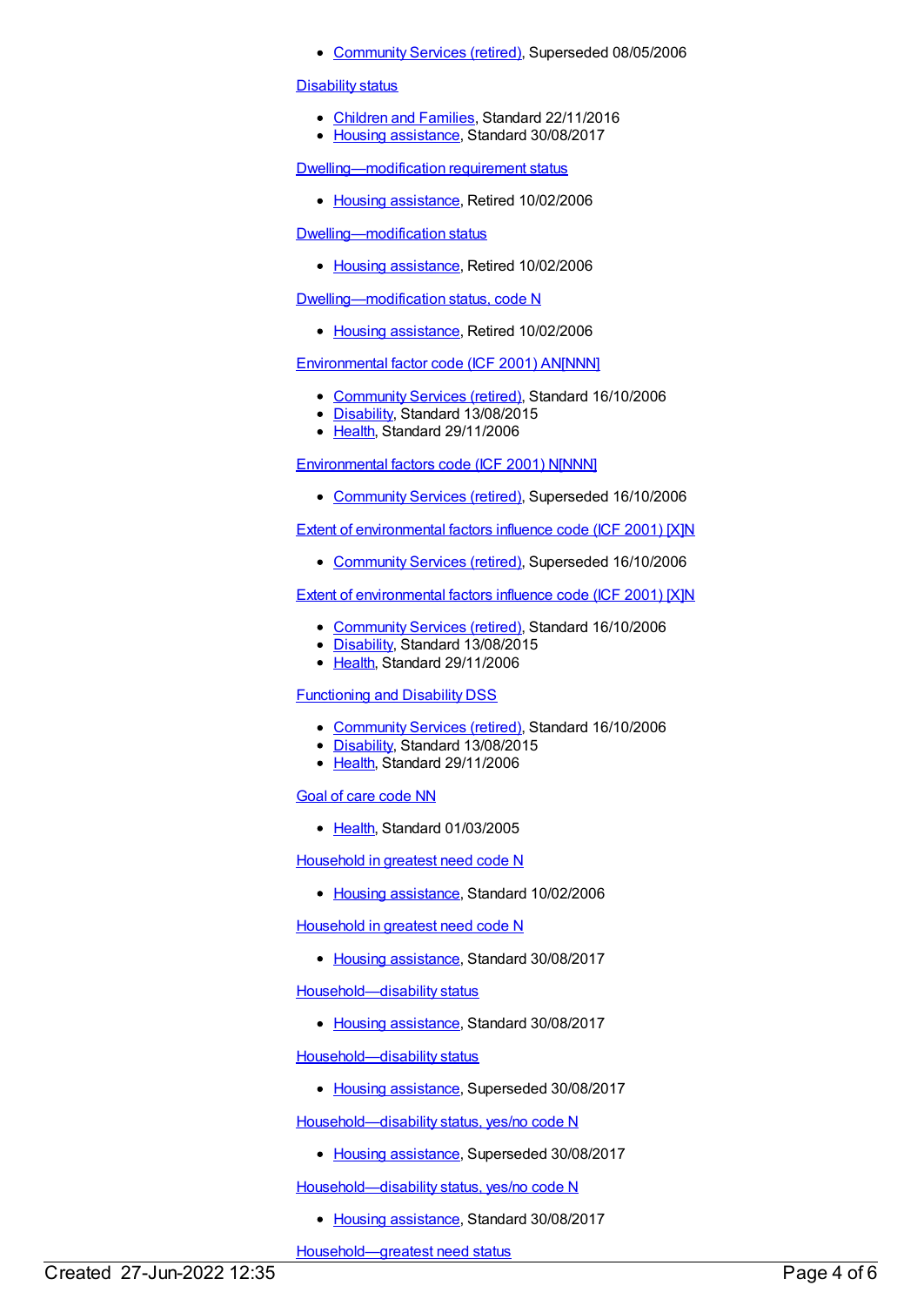- Community Services (retired), Superseded 08/05/2006

Disability status

- Children and Families, Standard 22/11/2016
- Housing assistance, Standard 30/08/2017

Dwelling—modification requirement status

- Housing assistance, Retired 10/02/2006

Dwelling—modification status

- Housing assistance, Retired 10/02/2006

Dwelling—modification status, code N

- Housing assistance, Retired 10/02/2006

Environmental factor code (ICF 2001) AN[NNN]

- Community Services (retired), Standard 16/10/2006
- Disability, Standard 13/08/2015
- Health, Standard 29/11/2006

Environmental factors code (ICF 2001) N[NNN]

- Community Services (retired), Superseded 16/10/2006

Extent of environmental factors influence code (ICF 2001) [X]N

- Community Services (retired), Superseded 16/10/2006

Extent of environmental factors influence code (ICF 2001) [X]N

- Community Services (retired), Standard 16/10/2006
- Disability, Standard 13/08/2015
- Health, Standard 29/11/2006

Functioning and Disability DSS

- Community Services (retired), Standard 16/10/2006
- Disability, Standard 13/08/2015
- Health, Standard 29/11/2006

Goal of care code NN

- Health, Standard 01/03/2005

Household in greatest need code N

- Housing assistance, Standard 10/02/2006

Household in greatest need code N

- Housing assistance, Standard 30/08/2017

Household—disability status

- Housing assistance, Standard 30/08/2017

Household—disability status

- Housing assistance, Superseded 30/08/2017

Household—disability status, yes/no code N

- Housing assistance, Superseded 30/08/2017

Household—disability status, yes/no code N

- Housing assistance, Standard 30/08/2017

Household—greatest need status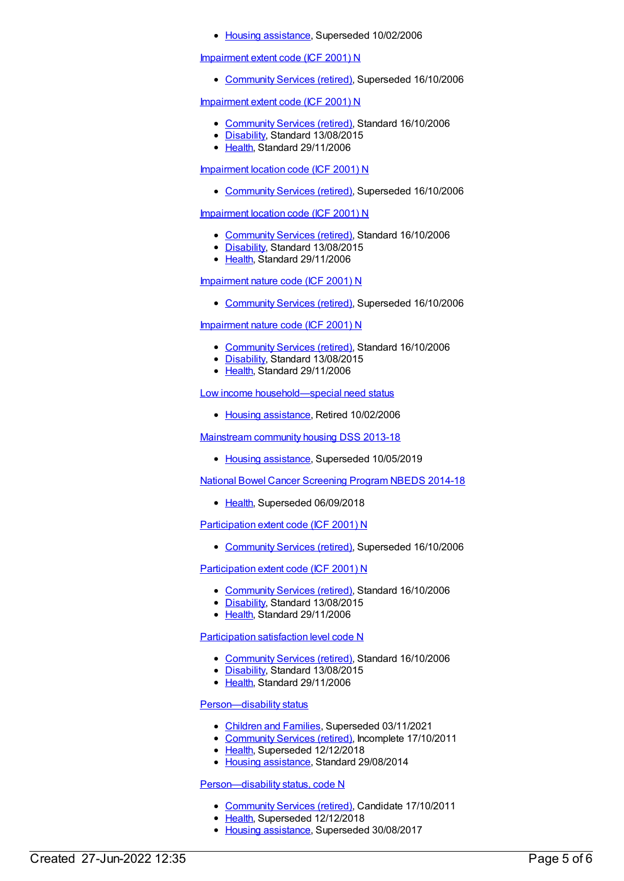- Housing assistance, Superseded 10/02/2006

Impairment extent code (ICF 2001) N

- Community Services (retired), Superseded 16/10/2006

Impairment extent code (ICF 2001) N

- Community Services (retired), Standard 16/10/2006
- Disability, Standard 13/08/2015
- Health, Standard 29/11/2006

Impairment location code (ICF 2001) N

- Community Services (retired), Superseded 16/10/2006

Impairment location code (ICF 2001) N

- Community Services (retired), Standard 16/10/2006
- Disability, Standard 13/08/2015
- Health, Standard 29/11/2006

Impairment nature code (ICF 2001) N

- Community Services (retired), Superseded 16/10/2006

Impairment nature code (ICF 2001) N

- Community Services (retired), Standard 16/10/2006
- Disability, Standard 13/08/2015
- Health, Standard 29/11/2006

Low income household—special need status

- Housing assistance, Retired 10/02/2006

Mainstream community housing DSS 2013-18

- Housing assistance, Superseded 10/05/2019

National Bowel Cancer Screening Program NBEDS 2014-18

- Health, Superseded 06/09/2018

Participation extent code (ICF 2001) N

- Community Services (retired), Superseded 16/10/2006

Participation extent code (ICF 2001) N

- Community Services (retired), Standard 16/10/2006
- Disability, Standard 13/08/2015
- Health, Standard 29/11/2006

Participation satisfaction level code N

- Community Services (retired), Standard 16/10/2006
- Disability, Standard 13/08/2015
- Health, Standard 29/11/2006

Person—disability status

- Children and Families, Superseded 03/11/2021
- Community Services (retired), Incomplete 17/10/2011
- Health, Superseded 12/12/2018
- Housing assistance, Standard 29/08/2014

Person—disability status, code N

- Community Services (retired), Candidate 17/10/2011
- Health, Superseded 12/12/2018
- Housing assistance, Superseded 30/08/2017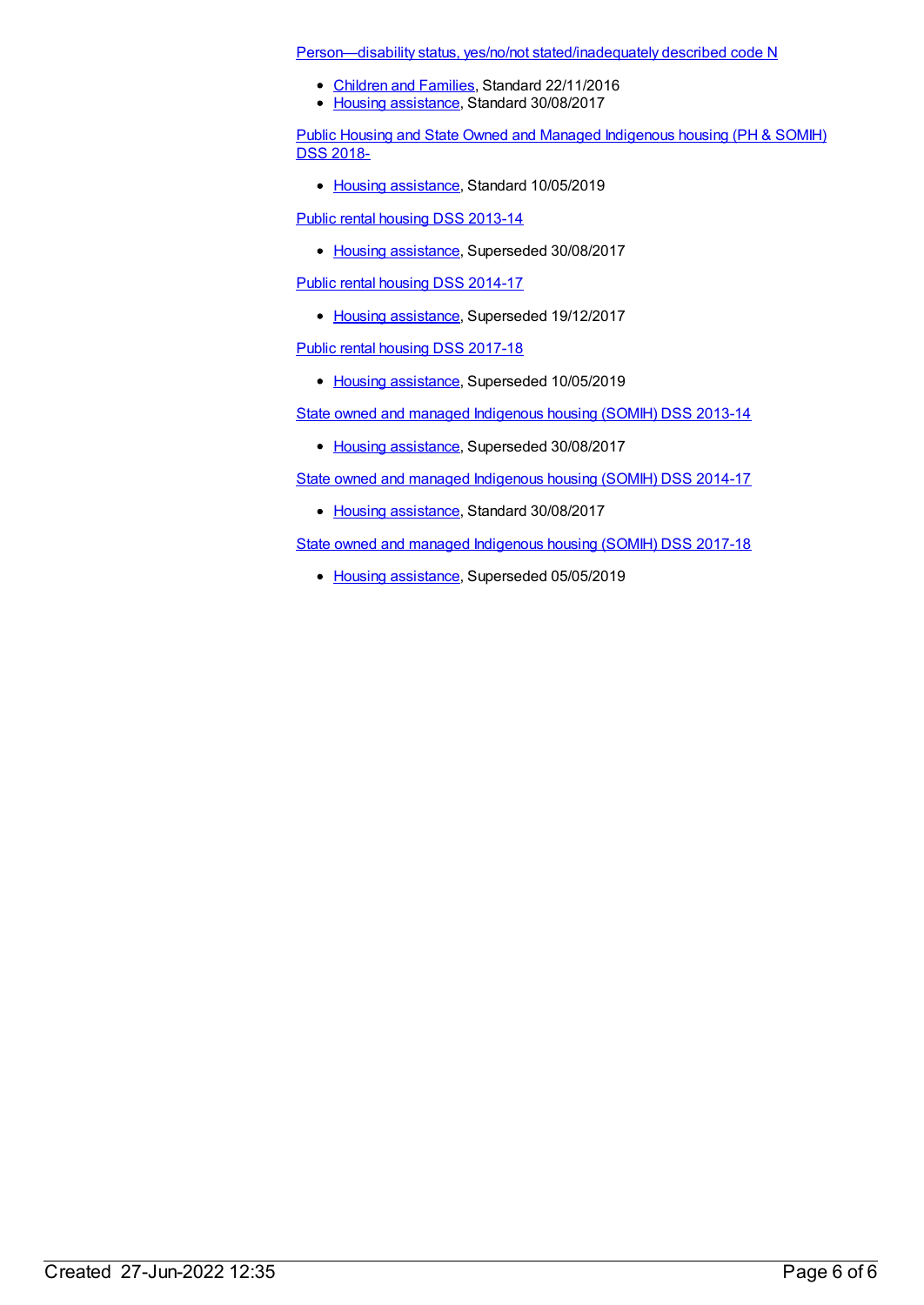Person—disability status, yes/no/not stated/inadequately described code N

- Children and Families, Standard 22/11/2016
- Housing assistance, Standard 30/08/2017

Public Housing and State Owned and Managed Indigenous housing (PH & SOMIH) DSS 2018-

- Housing assistance, Standard 10/05/2019

Public rental housing DSS 2013-14

- Housing assistance, Superseded 30/08/2017

Public rental housing DSS 2014-17

- Housing assistance, Superseded 19/12/2017

Public rental housing DSS 2017-18

- Housing assistance, Superseded 10/05/2019

State owned and managed Indigenous housing (SOMIH) DSS 2013-14

- Housing assistance, Superseded 30/08/2017

State owned and managed Indigenous housing (SOMIH) DSS 2014-17

- Housing assistance, Standard 30/08/2017

State owned and managed Indigenous housing (SOMIH) DSS 2017-18

- Housing assistance, Superseded 05/05/2019